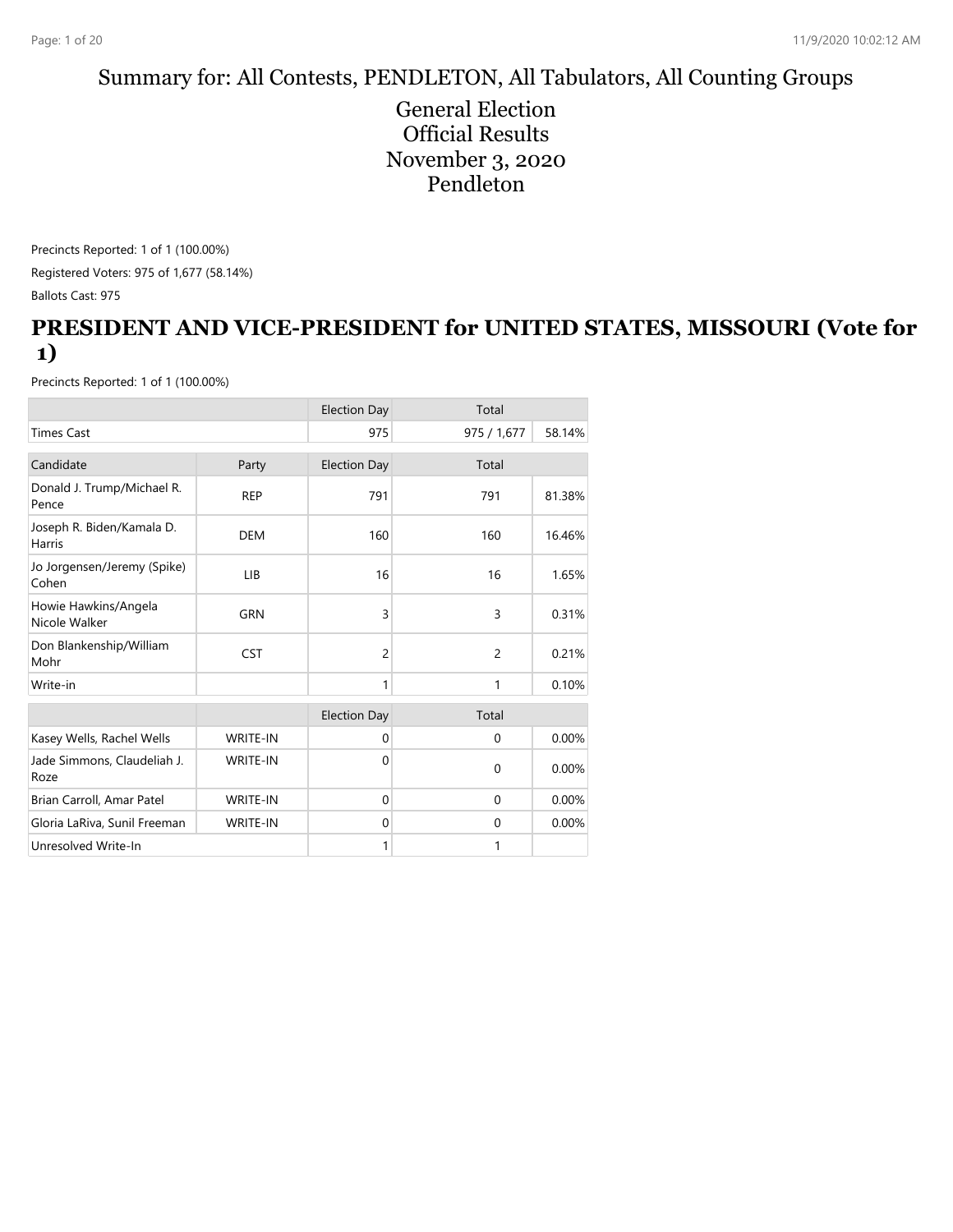Summary for: All Contests, PENDLETON, All Tabulators, All Counting Groups

General Election
Official Results
November 3, 2020
Pendleton

Precincts Reported: 1 of 1 (100.00%)

Registered Voters: 975 of 1,677 (58.14%)

Ballots Cast: 975

## PRESIDENT AND VICE-PRESIDENT for UNITED STATES, MISSOURI (Vote for 1)

Precincts Reported: 1 of 1 (100.00%)

| | | Election Day | Total | |
|---|---|---|---|---|
| Times Cast | | 975 | 975 / 1,677 | 58.14% |

| Candidate | Party | Election Day | Total | |
|---|---|---|---|---|
| Donald J. Trump/Michael R. Pence | REP | 791 | 791 | 81.38% |
| Joseph R. Biden/Kamala D. Harris | DEM | 160 | 160 | 16.46% |
| Jo Jorgensen/Jeremy (Spike) Cohen | LIB | 16 | 16 | 1.65% |
| Howie Hawkins/Angela Nicole Walker | GRN | 3 | 3 | 0.31% |
| Don Blankenship/William Mohr | CST | 2 | 2 | 0.21% |
| Write-in | | 1 | 1 | 0.10% |

| | | Election Day | Total | |
|---|---|---|---|---|
| Kasey Wells, Rachel Wells | WRITE-IN | 0 | 0 | 0.00% |
| Jade Simmons, Claudeliah J. Roze | WRITE-IN | 0 | 0 | 0.00% |
| Brian Carroll, Amar Patel | WRITE-IN | 0 | 0 | 0.00% |
| Gloria LaRiva, Sunil Freeman | WRITE-IN | 0 | 0 | 0.00% |
| Unresolved Write-In | | 1 | 1 | |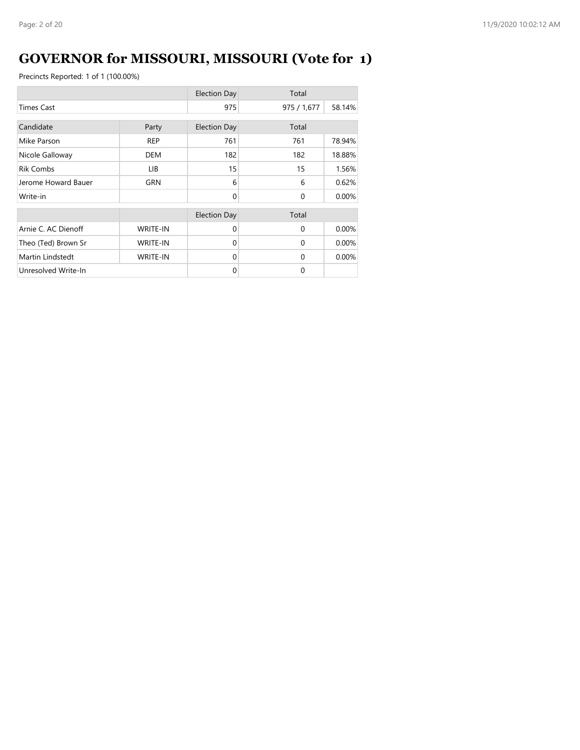# GOVERNOR for MISSOURI, MISSOURI (Vote for 1)

Precincts Reported: 1 of 1 (100.00%)

| | | Election Day | Total | |
|---|---|---|---|---|
| Times Cast | | 975 | 975 / 1,677 | 58.14% |

| Candidate | Party | Election Day | Total | |
|---|---|---|---|---|
| Mike Parson | REP | 761 | 761 | 78.94% |
| Nicole Galloway | DEM | 182 | 182 | 18.88% |
| Rik Combs | LIB | 15 | 15 | 1.56% |
| Jerome Howard Bauer | GRN | 6 | 6 | 0.62% |
| Write-in | | 0 | 0 | 0.00% |

| | | Election Day | Total | |
|---|---|---|---|---|
| Arnie C. AC Dienoff | WRITE-IN | 0 | 0 | 0.00% |
| Theo (Ted) Brown Sr | WRITE-IN | 0 | 0 | 0.00% |
| Martin Lindstedt | WRITE-IN | 0 | 0 | 0.00% |
| Unresolved Write-In | | 0 | 0 | |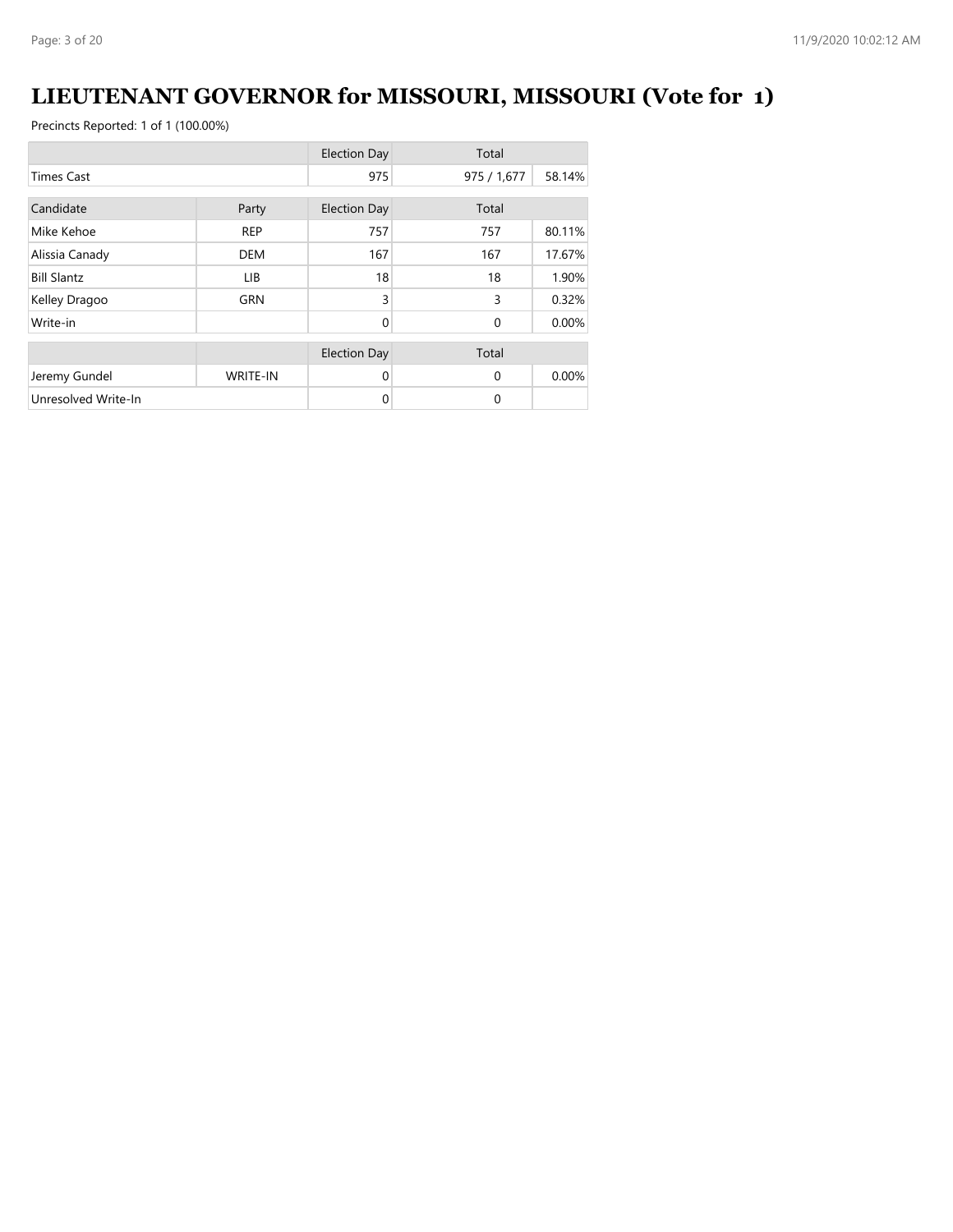# LIEUTENANT GOVERNOR for MISSOURI, MISSOURI (Vote for 1)

Precincts Reported: 1 of 1 (100.00%)

| | | Election Day | Total | |
|---|---|---|---|---|
| Times Cast | | 975 | 975 / 1,677 | 58.14% |

| Candidate | Party | Election Day | Total | |
|---|---|---|---|---|
| Mike Kehoe | REP | 757 | 757 | 80.11% |
| Alissia Canady | DEM | 167 | 167 | 17.67% |
| Bill Slantz | LIB | 18 | 18 | 1.90% |
| Kelley Dragoo | GRN | 3 | 3 | 0.32% |
| Write-in | | 0 | 0 | 0.00% |

| | | Election Day | Total | |
|---|---|---|---|---|
| Jeremy Gundel | WRITE-IN | 0 | 0 | 0.00% |
| Unresolved Write-In | | 0 | 0 | |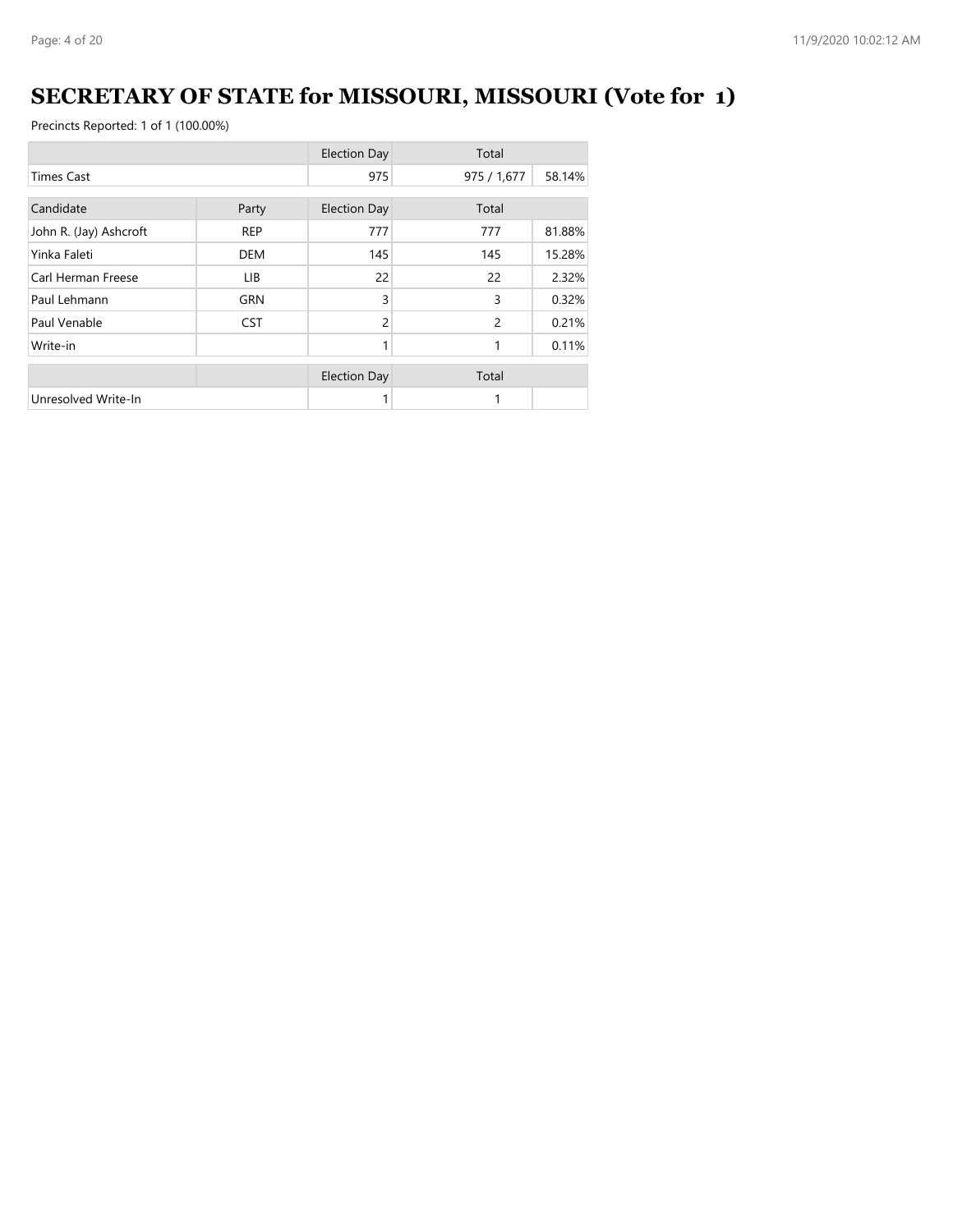# SECRETARY OF STATE for MISSOURI, MISSOURI (Vote for 1)

Precincts Reported: 1 of 1 (100.00%)

| | | Election Day | Total | |
|---|---|---|---|---|
| Times Cast | | 975 | 975 / 1,677 | 58.14% |

| Candidate | Party | Election Day | Total | |
|---|---|---|---|---|
| John R. (Jay) Ashcroft | REP | 777 | 777 | 81.88% |
| Yinka Faleti | DEM | 145 | 145 | 15.28% |
| Carl Herman Freese | LIB | 22 | 22 | 2.32% |
| Paul Lehmann | GRN | 3 | 3 | 0.32% |
| Paul Venable | CST | 2 | 2 | 0.21% |
| Write-in | | 1 | 1 | 0.11% |

| | | Election Day | Total | |
|---|---|---|---|---|
| Unresolved Write-In | | 1 | 1 | |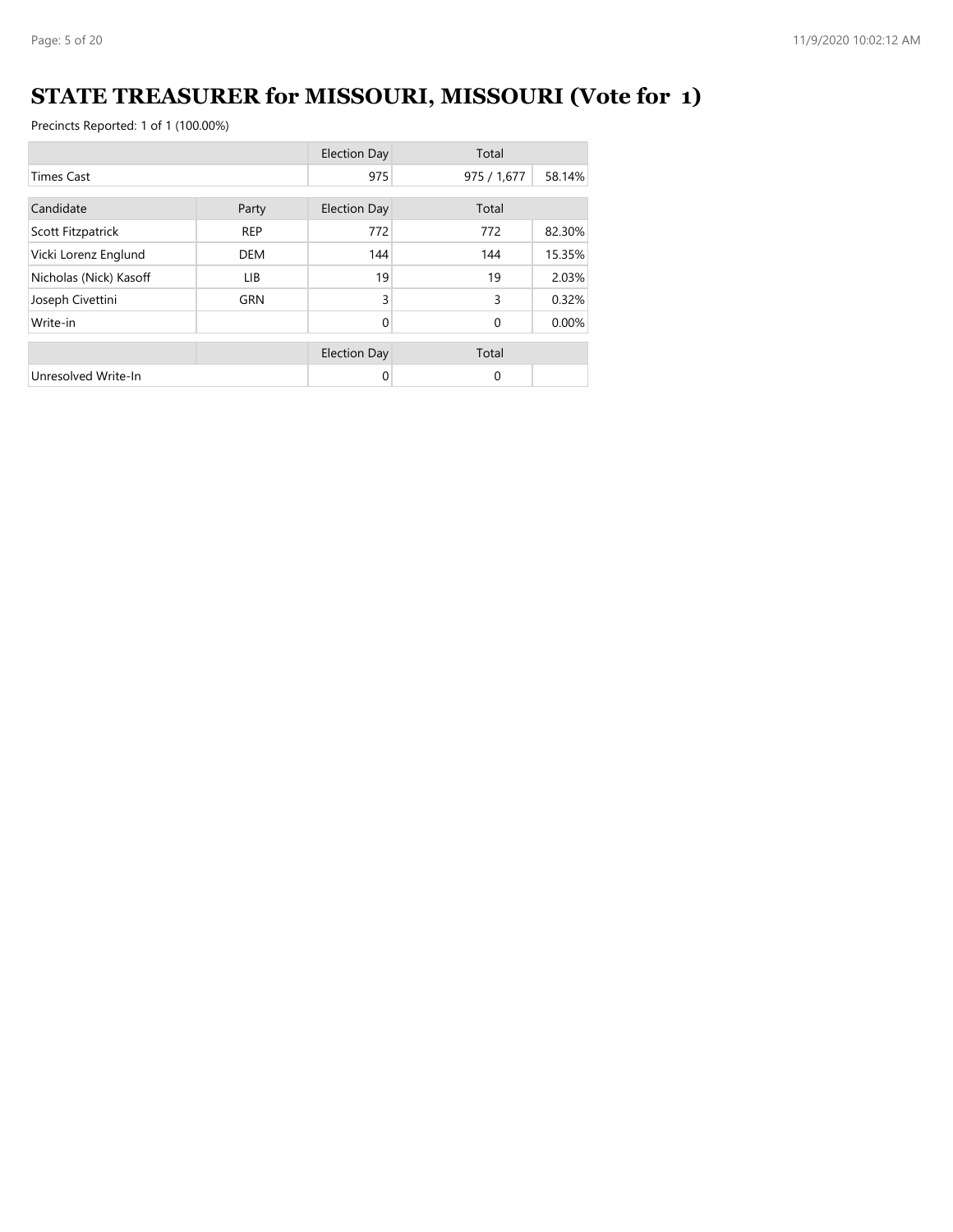# STATE TREASURER for MISSOURI, MISSOURI (Vote for 1)

Precincts Reported: 1 of 1 (100.00%)

| | | Election Day | Total | |
|---|---|---|---|---|
| Times Cast | | 975 | 975 / 1,677 | 58.14% |

| Candidate | Party | Election Day | Total | |
|---|---|---|---|---|
| Scott Fitzpatrick | REP | 772 | 772 | 82.30% |
| Vicki Lorenz Englund | DEM | 144 | 144 | 15.35% |
| Nicholas (Nick) Kasoff | LIB | 19 | 19 | 2.03% |
| Joseph Civettini | GRN | 3 | 3 | 0.32% |
| Write-in | | 0 | 0 | 0.00% |

| | | Election Day | Total | |
|---|---|---|---|---|
| Unresolved Write-In | | 0 | 0 | |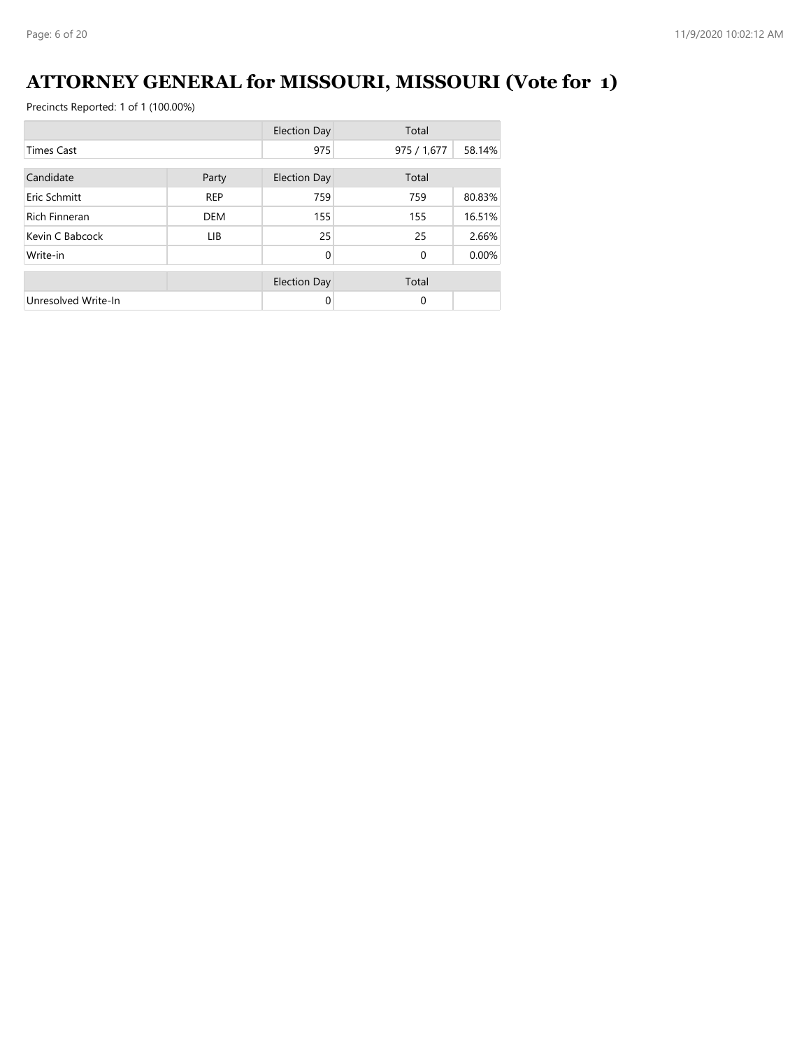# ATTORNEY GENERAL for MISSOURI, MISSOURI (Vote for 1)

Precincts Reported: 1 of 1 (100.00%)

| | | Election Day | Total | |
|---|---|---|---|---|
| Times Cast | | 975 | 975 / 1,677 | 58.14% |

| Candidate | Party | Election Day | Total | |
|---|---|---|---|---|
| Eric Schmitt | REP | 759 | 759 | 80.83% |
| Rich Finneran | DEM | 155 | 155 | 16.51% |
| Kevin C Babcock | LIB | 25 | 25 | 2.66% |
| Write-in | | 0 | 0 | 0.00% |

| | | Election Day | Total | |
|---|---|---|---|---|
| Unresolved Write-In | | 0 | 0 | |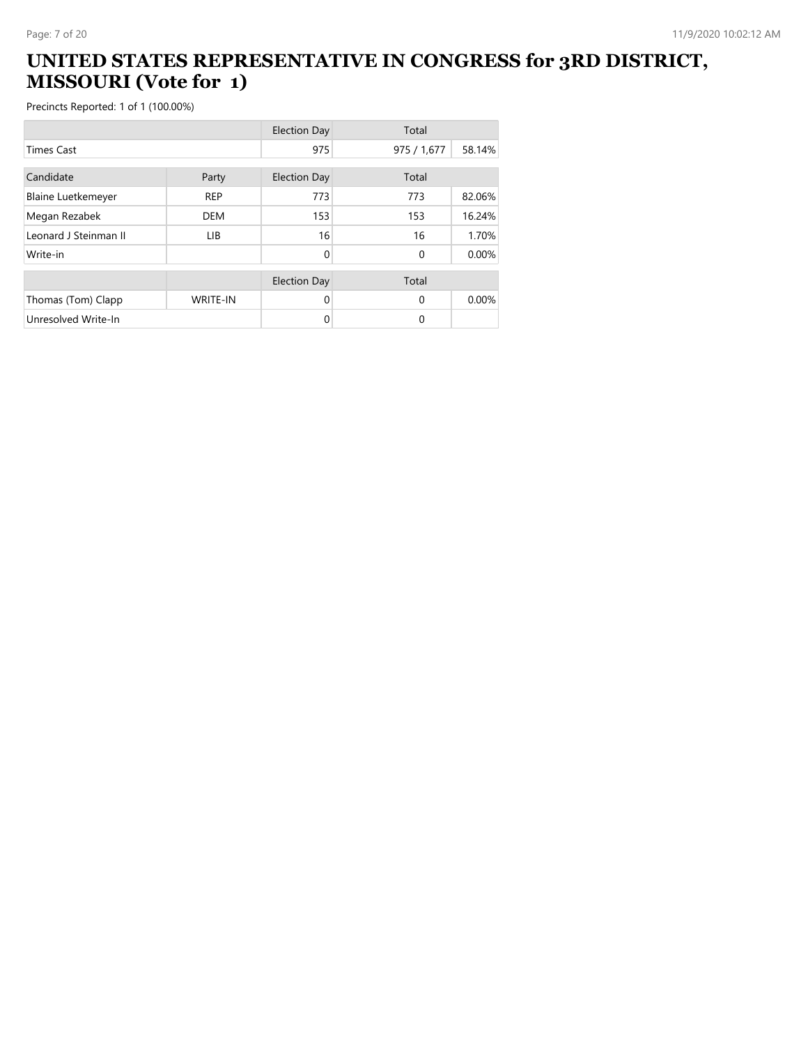# UNITED STATES REPRESENTATIVE IN CONGRESS for 3RD DISTRICT, MISSOURI (Vote for 1)

Precincts Reported: 1 of 1 (100.00%)

| | | Election Day | Total | |
|---|---|---|---|---|
| Times Cast | | 975 | 975 / 1,677 | 58.14% |

| Candidate | Party | Election Day | Total | |
|---|---|---|---|---|
| Blaine Luetkemeyer | REP | 773 | 773 | 82.06% |
| Megan Rezabek | DEM | 153 | 153 | 16.24% |
| Leonard J Steinman II | LIB | 16 | 16 | 1.70% |
| Write-in | | 0 | 0 | 0.00% |

| | | Election Day | Total | |
|---|---|---|---|---|
| Thomas (Tom) Clapp | WRITE-IN | 0 | 0 | 0.00% |
| Unresolved Write-In | | 0 | 0 | |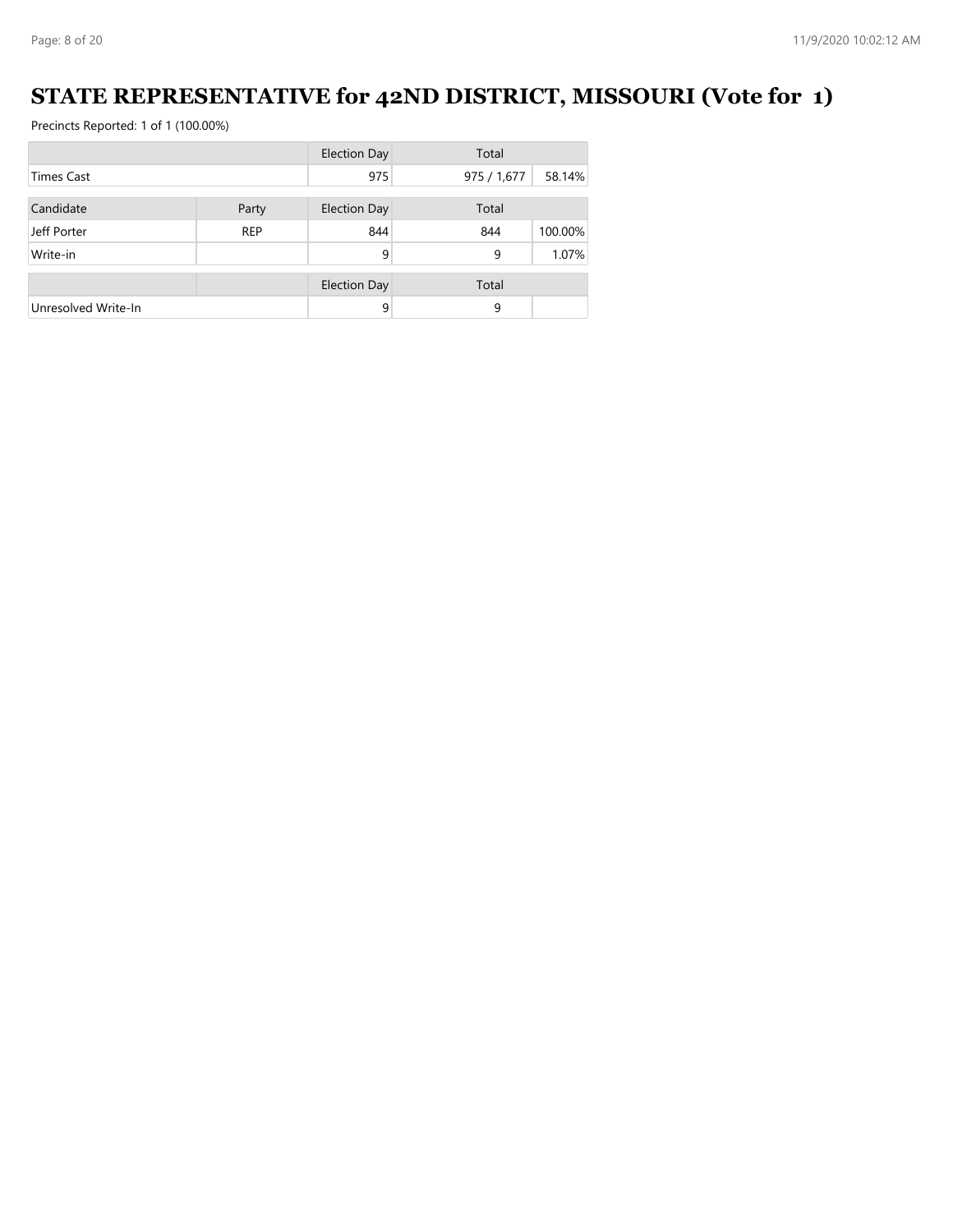# STATE REPRESENTATIVE for 42ND DISTRICT, MISSOURI (Vote for 1)

Precincts Reported: 1 of 1 (100.00%)

| | | Election Day | Total | |
|---|---|---|---|---|
| Times Cast | | 975 | 975 / 1,677 | 58.14% |

| Candidate | Party | Election Day | Total | |
|---|---|---|---|---|
| Jeff Porter | REP | 844 | 844 | 100.00% |
| Write-in | | 9 | 9 | 1.07% |

| | | Election Day | Total | |
|---|---|---|---|---|
| Unresolved Write-In | | 9 | 9 | |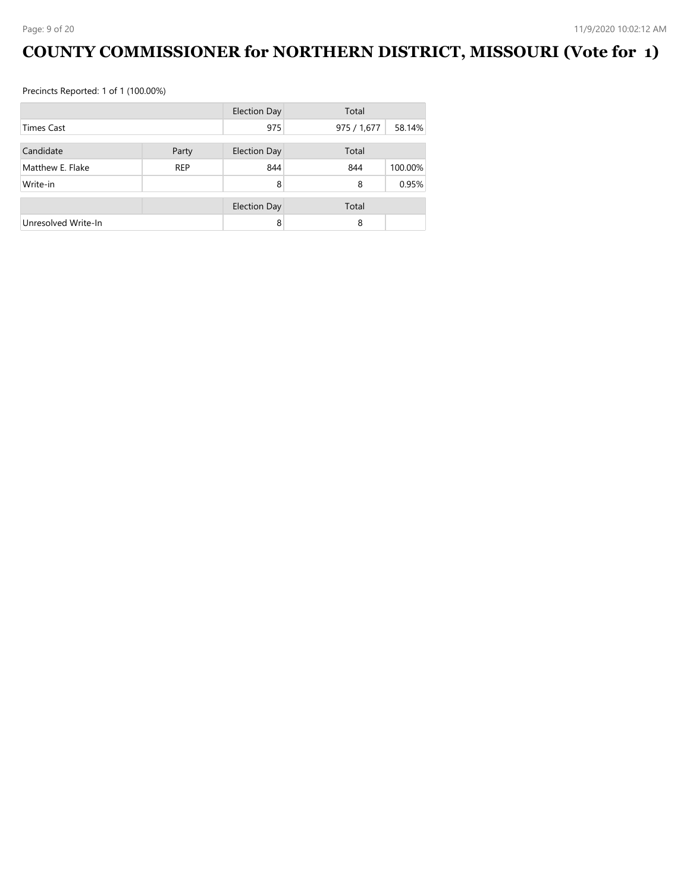# COUNTY COMMISSIONER for NORTHERN DISTRICT, MISSOURI (Vote for 1)

Precincts Reported: 1 of 1 (100.00%)

| | | Election Day | Total | |
|---|---|---|---|---|
| Times Cast | | 975 | 975 / 1,677 | 58.14% |

| Candidate | Party | Election Day | Total | |
|---|---|---|---|---|
| Matthew E. Flake | REP | 844 | 844 | 100.00% |
| Write-in | | 8 | 8 | 0.95% |

| | | Election Day | Total | |
|---|---|---|---|---|
| Unresolved Write-In | | 8 | 8 | |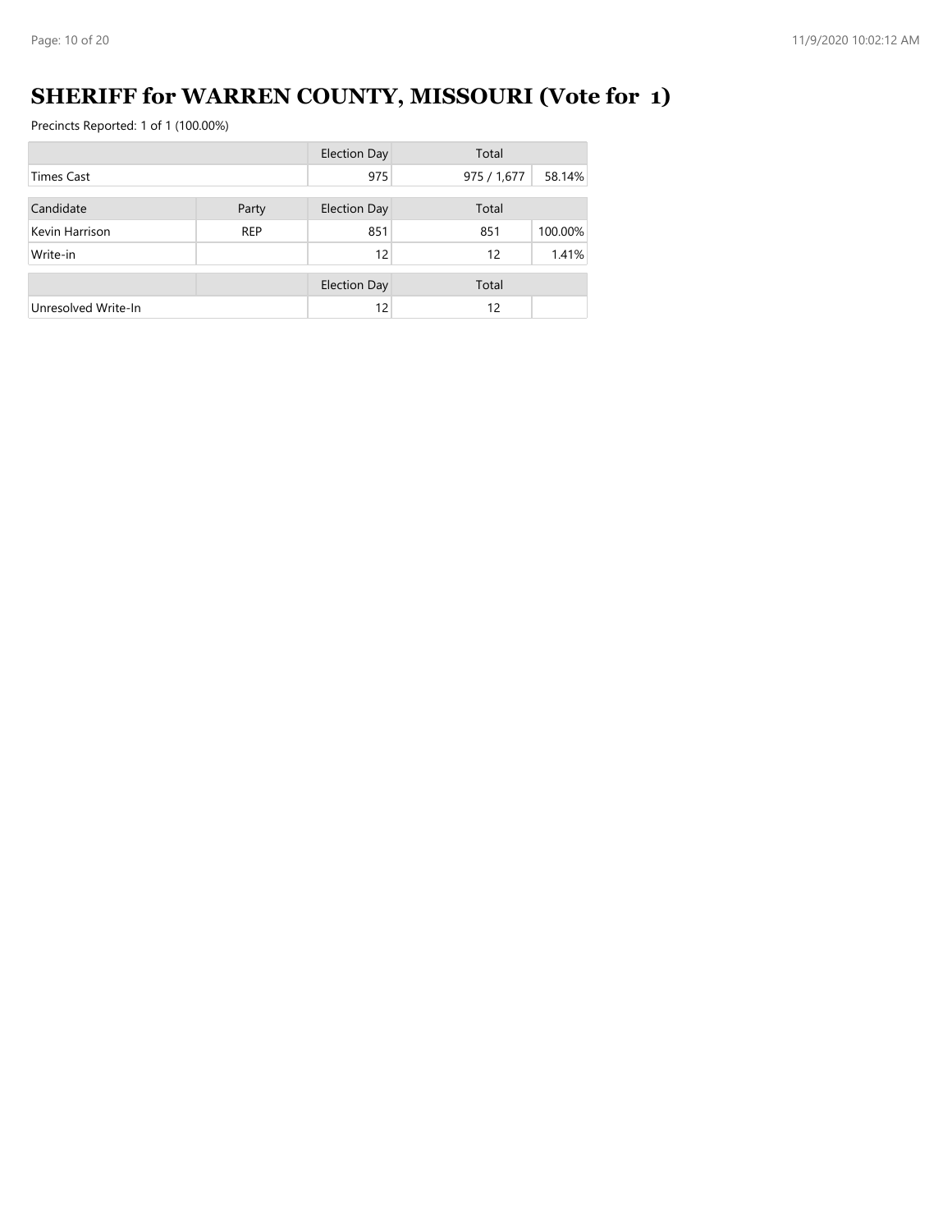# SHERIFF for WARREN COUNTY, MISSOURI (Vote for 1)

Precincts Reported: 1 of 1 (100.00%)

| | | Election Day | Total | |
|---|---|---|---|---|
| Times Cast | | 975 | 975 / 1,677 | 58.14% |

| Candidate | Party | Election Day | Total | |
|---|---|---|---|---|
| Kevin Harrison | REP | 851 | 851 | 100.00% |
| Write-in | | 12 | 12 | 1.41% |

| | | Election Day | Total | |
|---|---|---|---|---|
| Unresolved Write-In | | 12 | 12 | |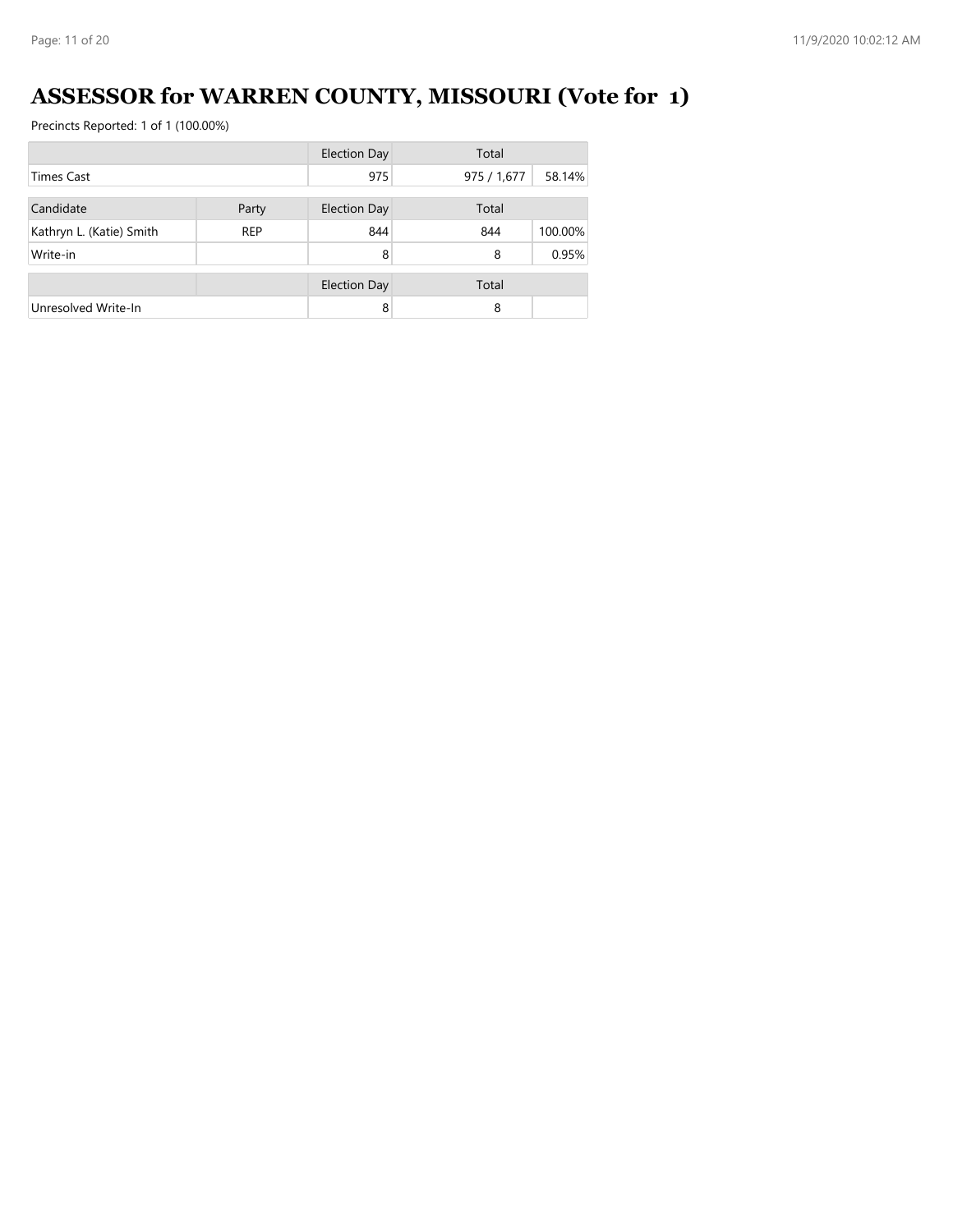# ASSESSOR for WARREN COUNTY, MISSOURI (Vote for 1)

Precincts Reported: 1 of 1 (100.00%)

| | | Election Day | Total | |
|---|---|---|---|---|
| Times Cast | | 975 | 975 / 1,677 | 58.14% |

| Candidate | Party | Election Day | Total | |
|---|---|---|---|---|
| Kathryn L. (Katie) Smith | REP | 844 | 844 | 100.00% |
| Write-in | | 8 | 8 | 0.95% |

| | | Election Day | Total | |
|---|---|---|---|---|
| Unresolved Write-In | | 8 | 8 | |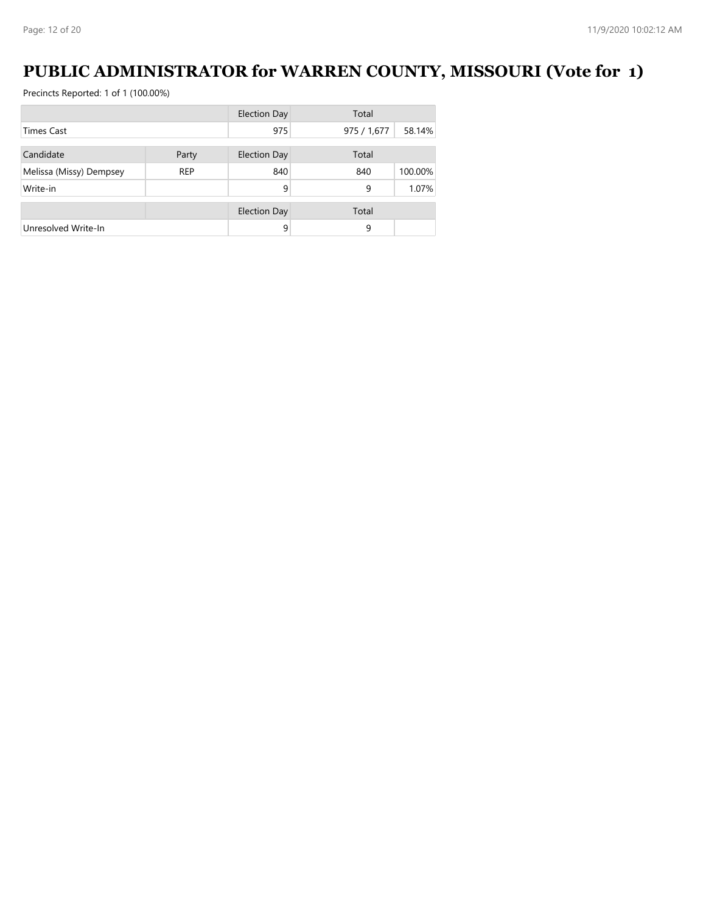# PUBLIC ADMINISTRATOR for WARREN COUNTY, MISSOURI (Vote for 1)

Precincts Reported: 1 of 1 (100.00%)

| | | Election Day | Total | |
|---|---|---|---|---|
| Times Cast | | 975 | 975 / 1,677 | 58.14% |

| Candidate | Party | Election Day | Total | |
|---|---|---|---|---|
| Melissa (Missy) Dempsey | REP | 840 | 840 | 100.00% |
| Write-in | | 9 | 9 | 1.07% |

| | | Election Day | Total | |
|---|---|---|---|---|
| Unresolved Write-In | | 9 | 9 | |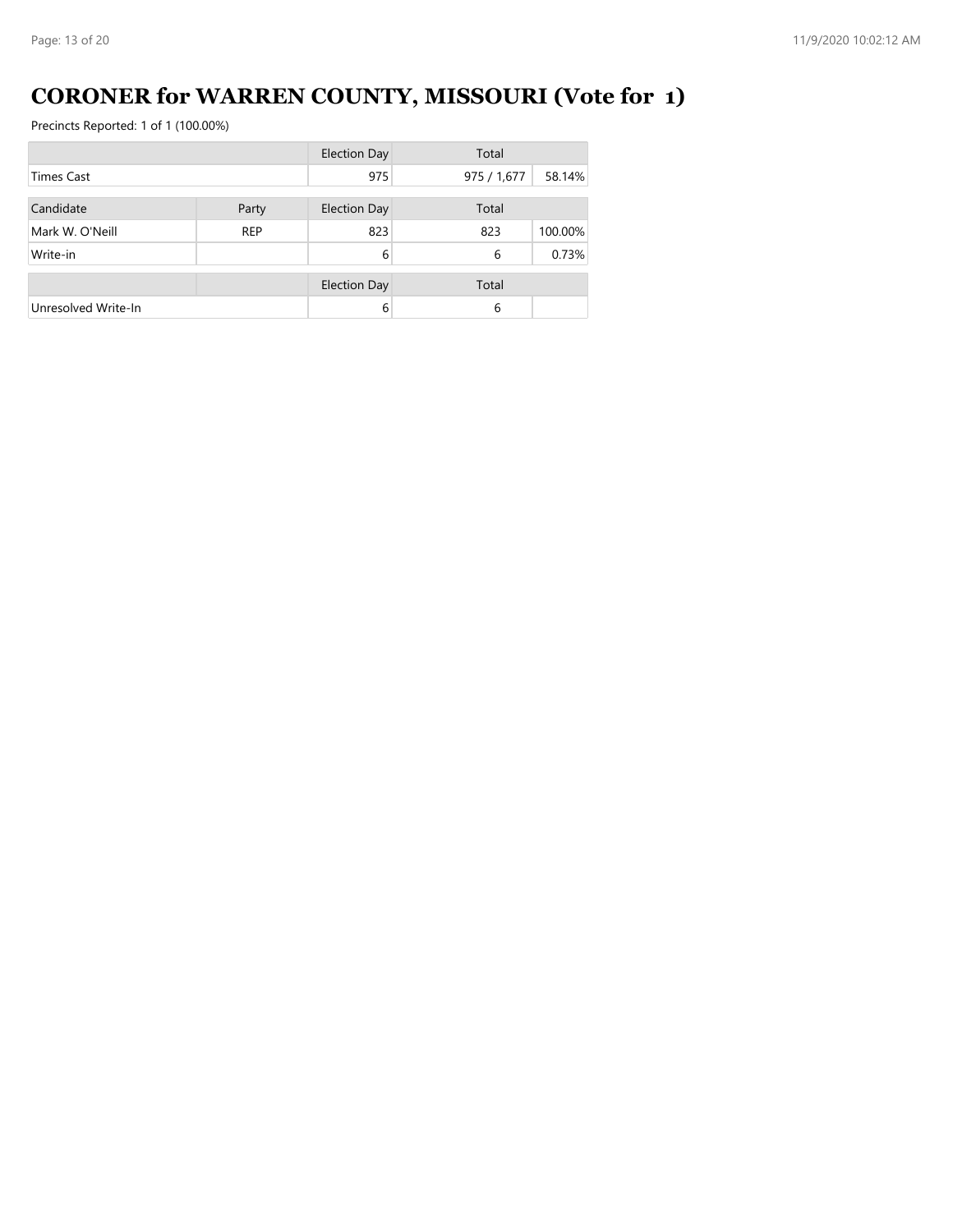# CORONER for WARREN COUNTY, MISSOURI (Vote for 1)

Precincts Reported: 1 of 1 (100.00%)

| | | Election Day | Total | |
|---|---|---|---|---|
| Times Cast | | 975 | 975 / 1,677 | 58.14% |

| Candidate | Party | Election Day | Total | |
|---|---|---|---|---|
| Mark W. O'Neill | REP | 823 | 823 | 100.00% |
| Write-in | | 6 | 6 | 0.73% |

| | | Election Day | Total | |
|---|---|---|---|---|
| Unresolved Write-In | | 6 | 6 | |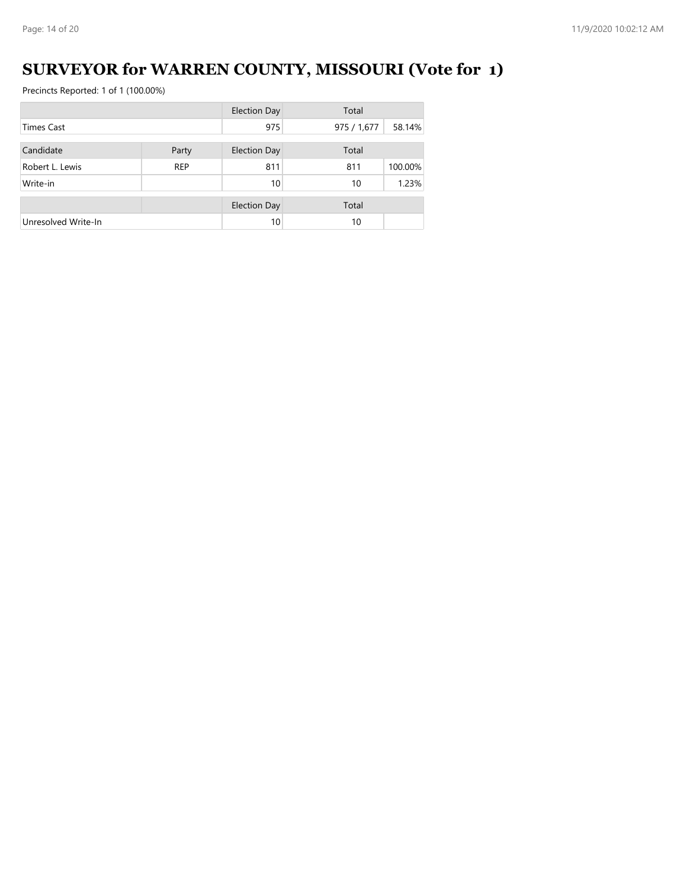# SURVEYOR for WARREN COUNTY, MISSOURI (Vote for 1)

Precincts Reported: 1 of 1 (100.00%)

| | | Election Day | Total | |
|---|---|---|---|---|
| Times Cast | | 975 | 975 / 1,677 | 58.14% |

| Candidate | Party | Election Day | Total | |
|---|---|---|---|---|
| Robert L. Lewis | REP | 811 | 811 | 100.00% |
| Write-in | | 10 | 10 | 1.23% |

| | | Election Day | Total | |
|---|---|---|---|---|
| Unresolved Write-In | | 10 | 10 | |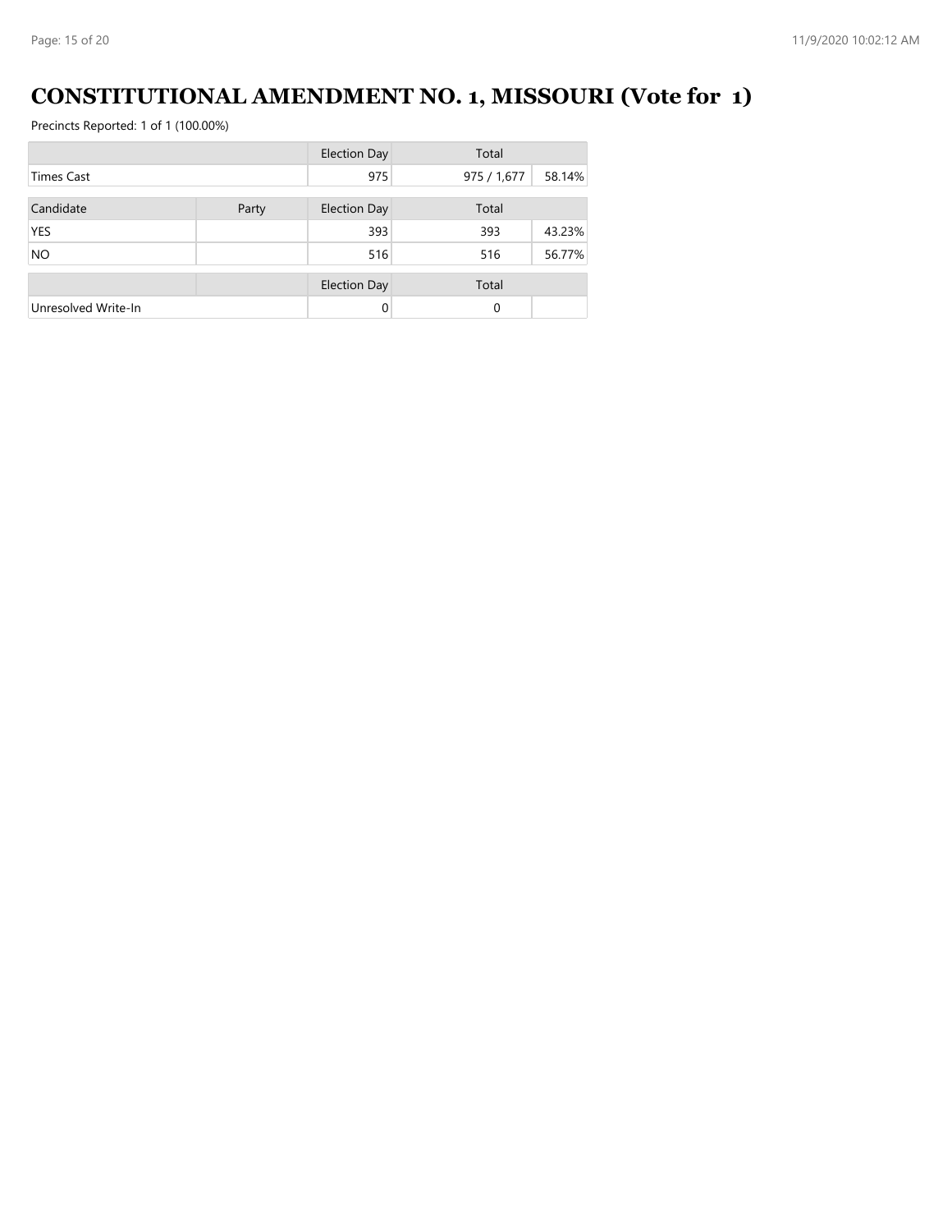# CONSTITUTIONAL AMENDMENT NO. 1, MISSOURI (Vote for 1)

Precincts Reported: 1 of 1 (100.00%)

| | | Election Day | Total | |
|---|---|---|---|---|
| Times Cast | | 975 | 975 / 1,677 | 58.14% |

| Candidate | Party | Election Day | Total | |
|---|---|---|---|---|
| YES | | 393 | 393 | 43.23% |
| NO | | 516 | 516 | 56.77% |

| | | Election Day | Total | |
|---|---|---|---|---|
| Unresolved Write-In | | 0 | 0 | |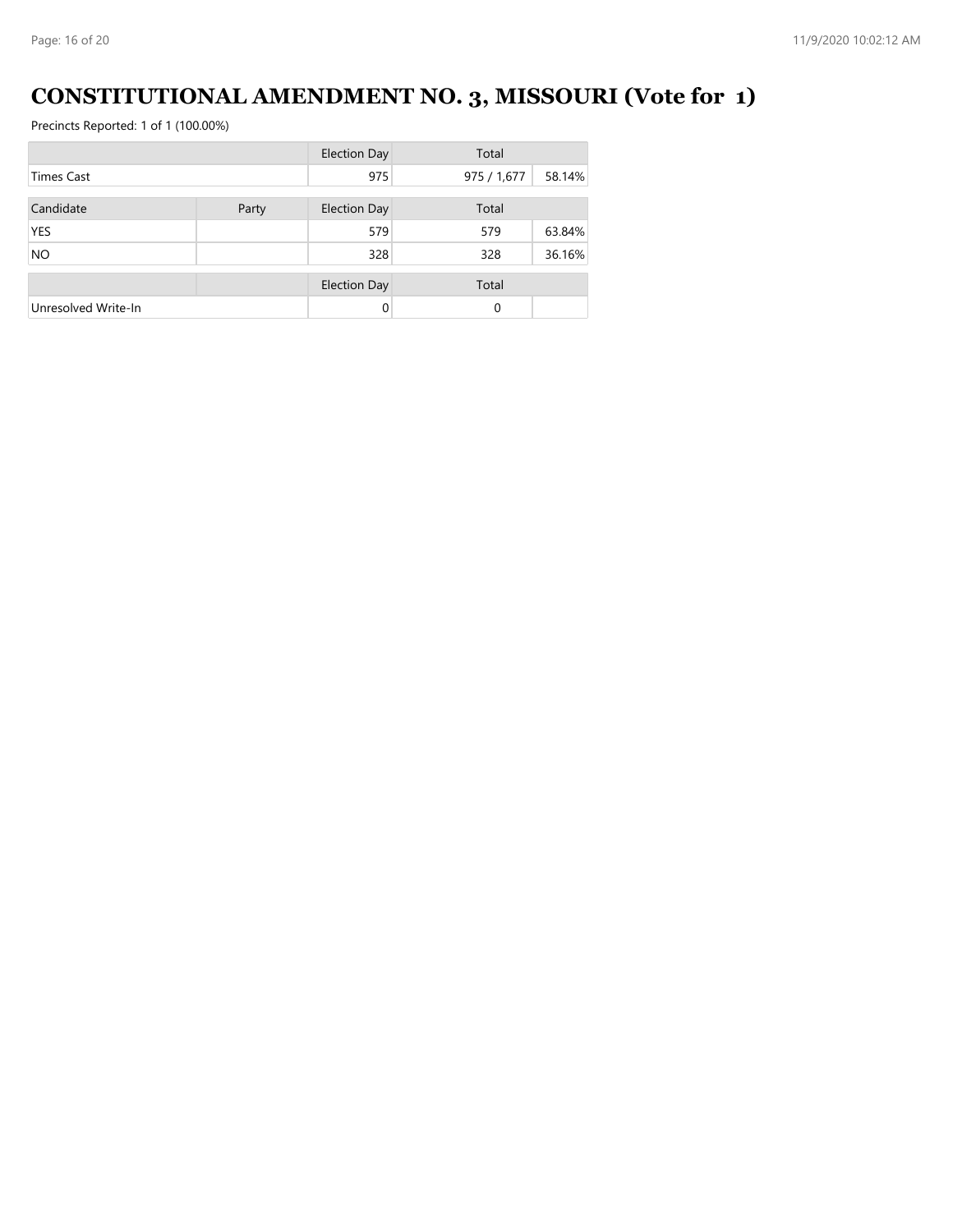# CONSTITUTIONAL AMENDMENT NO. 3, MISSOURI (Vote for 1)

Precincts Reported: 1 of 1 (100.00%)

| | | Election Day | Total | |
|---|---|---|---|---|
| Times Cast | | 975 | 975 / 1,677 | 58.14% |

| Candidate | Party | Election Day | Total | |
|---|---|---|---|---|
| YES | | 579 | 579 | 63.84% |
| NO | | 328 | 328 | 36.16% |

| | | Election Day | Total | |
|---|---|---|---|---|
| Unresolved Write-In | | 0 | 0 | |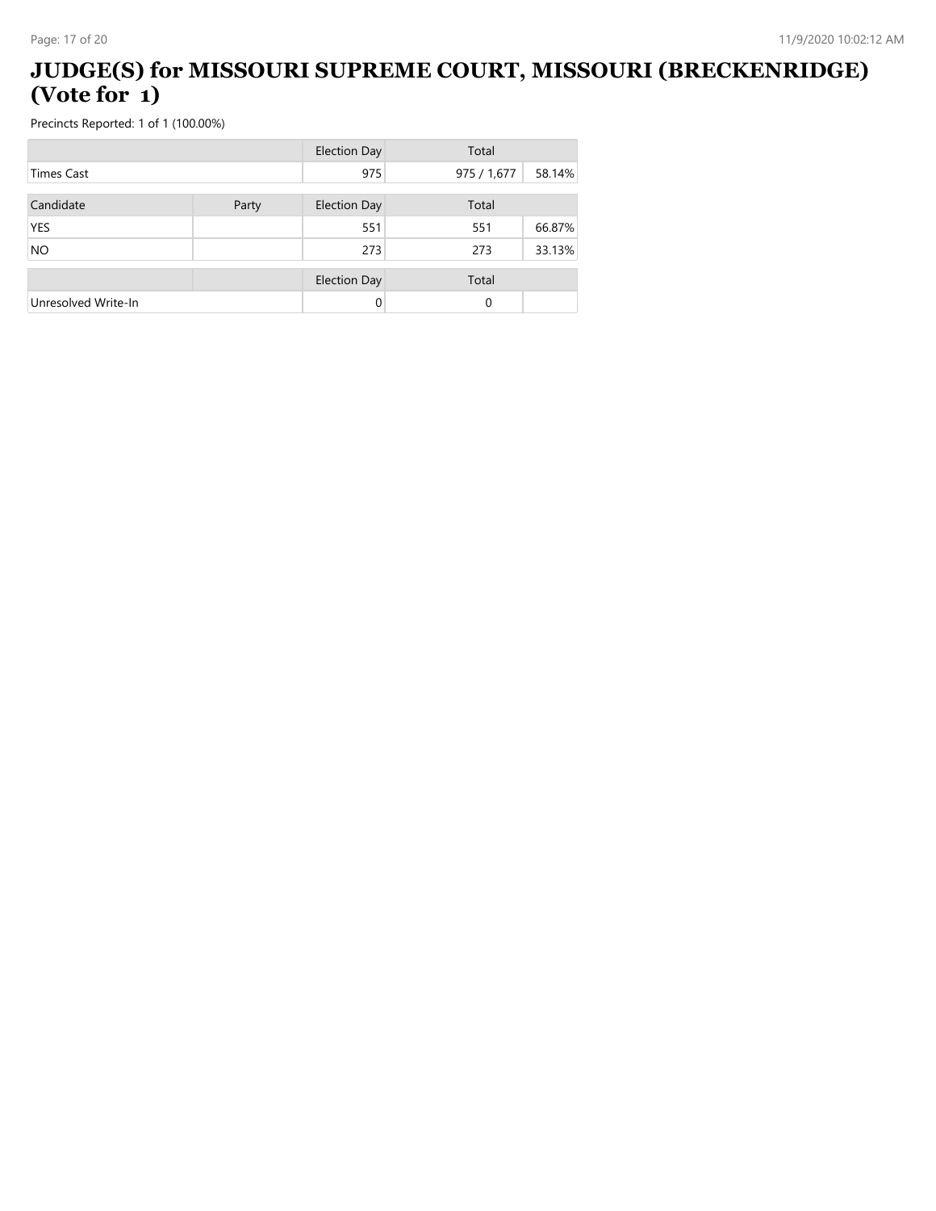# JUDGE(S) for MISSOURI SUPREME COURT, MISSOURI (BRECKENRIDGE) (Vote for 1)

Precincts Reported: 1 of 1 (100.00%)

| | | Election Day | Total | |
|---|---|---|---|---|
| Times Cast | | 975 | 975 / 1,677 | 58.14% |

| Candidate | Party | Election Day | Total | |
|---|---|---|---|---|
| YES | | 551 | 551 | 66.87% |
| NO | | 273 | 273 | 33.13% |

| | | Election Day | Total | |
|---|---|---|---|---|
| Unresolved Write-In | | 0 | 0 | |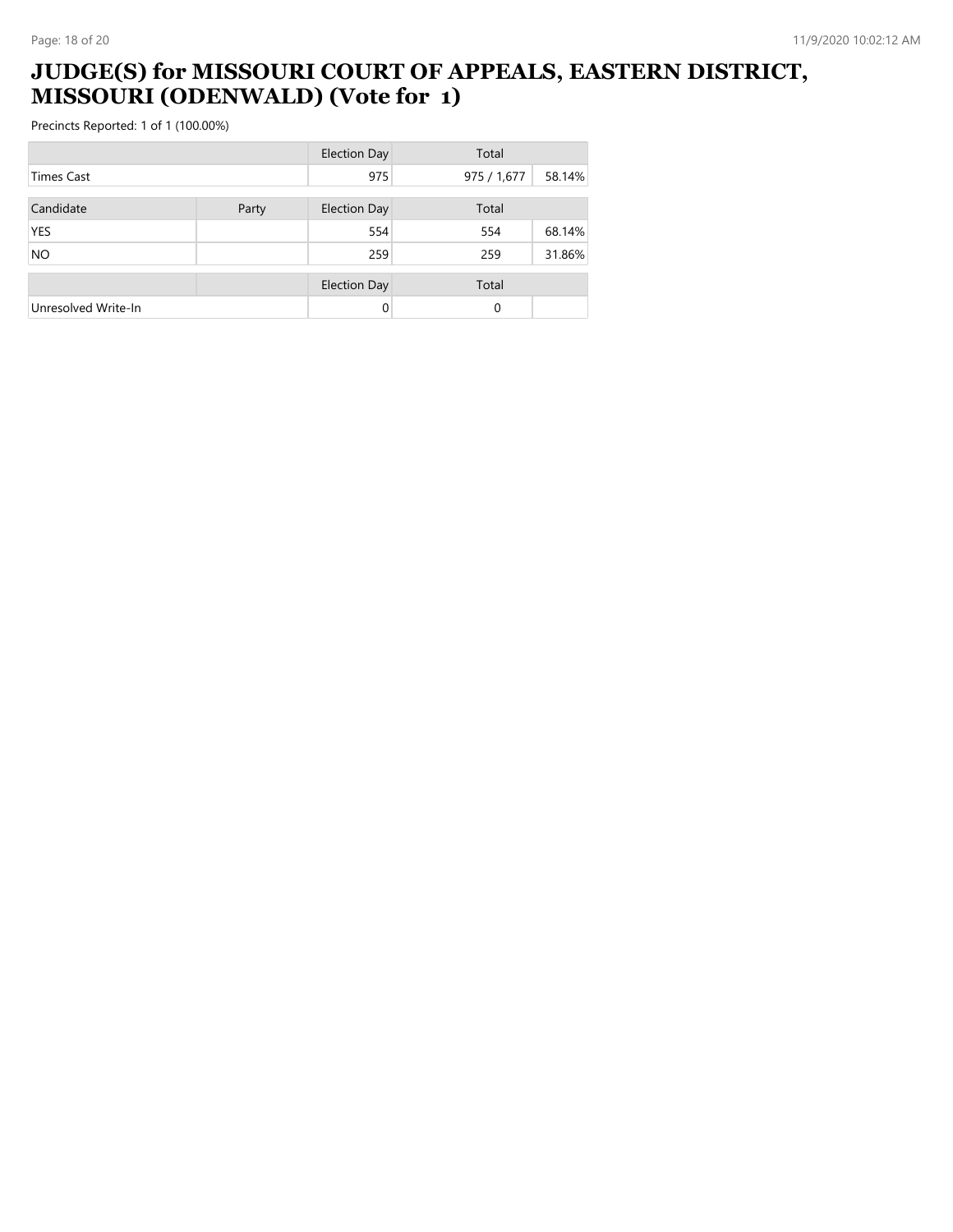# JUDGE(S) for MISSOURI COURT OF APPEALS, EASTERN DISTRICT, MISSOURI (ODENWALD) (Vote for 1)

Precincts Reported: 1 of 1 (100.00%)

| | | Election Day | Total | |
|---|---|---|---|---|
| Times Cast | | 975 | 975 / 1,677 | 58.14% |

| Candidate | Party | Election Day | Total | |
|---|---|---|---|---|
| YES | | 554 | 554 | 68.14% |
| NO | | 259 | 259 | 31.86% |

| | | Election Day | Total | |
|---|---|---|---|---|
| Unresolved Write-In | | 0 | 0 | |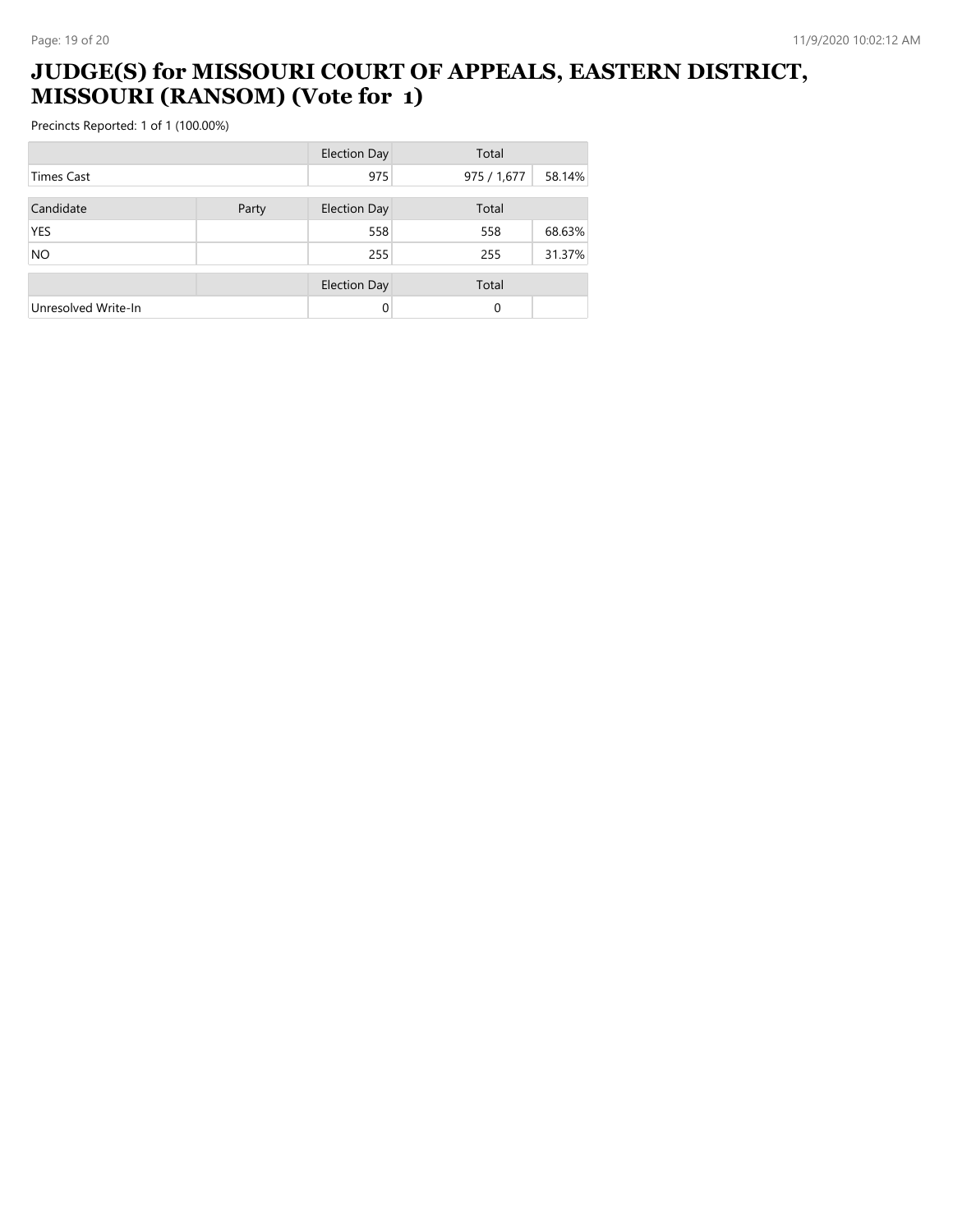# JUDGE(S) for MISSOURI COURT OF APPEALS, EASTERN DISTRICT, MISSOURI (RANSOM) (Vote for 1)

Precincts Reported: 1 of 1 (100.00%)

| | | Election Day | Total | |
|---|---|---|---|---|
| Times Cast | | 975 | 975 / 1,677 | 58.14% |

| Candidate | Party | Election Day | Total | |
|---|---|---|---|---|
| YES | | 558 | 558 | 68.63% |
| NO | | 255 | 255 | 31.37% |

| | | Election Day | Total | |
|---|---|---|---|---|
| Unresolved Write-In | | 0 | 0 | |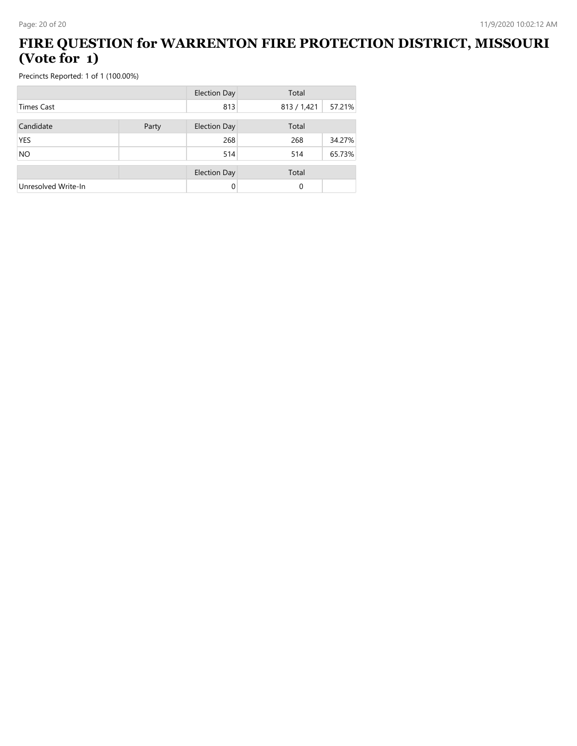# FIRE QUESTION for WARRENTON FIRE PROTECTION DISTRICT, MISSOURI (Vote for 1)

Precincts Reported: 1 of 1 (100.00%)

| | | Election Day | Total | |
|---|---|---|---|---|
| Times Cast | | 813 | 813 / 1,421 | 57.21% |

| Candidate | Party | Election Day | Total | |
|---|---|---|---|---|
| YES | | 268 | 268 | 34.27% |
| NO | | 514 | 514 | 65.73% |

| | | Election Day | Total | |
|---|---|---|---|---|
| Unresolved Write-In | | 0 | 0 | |